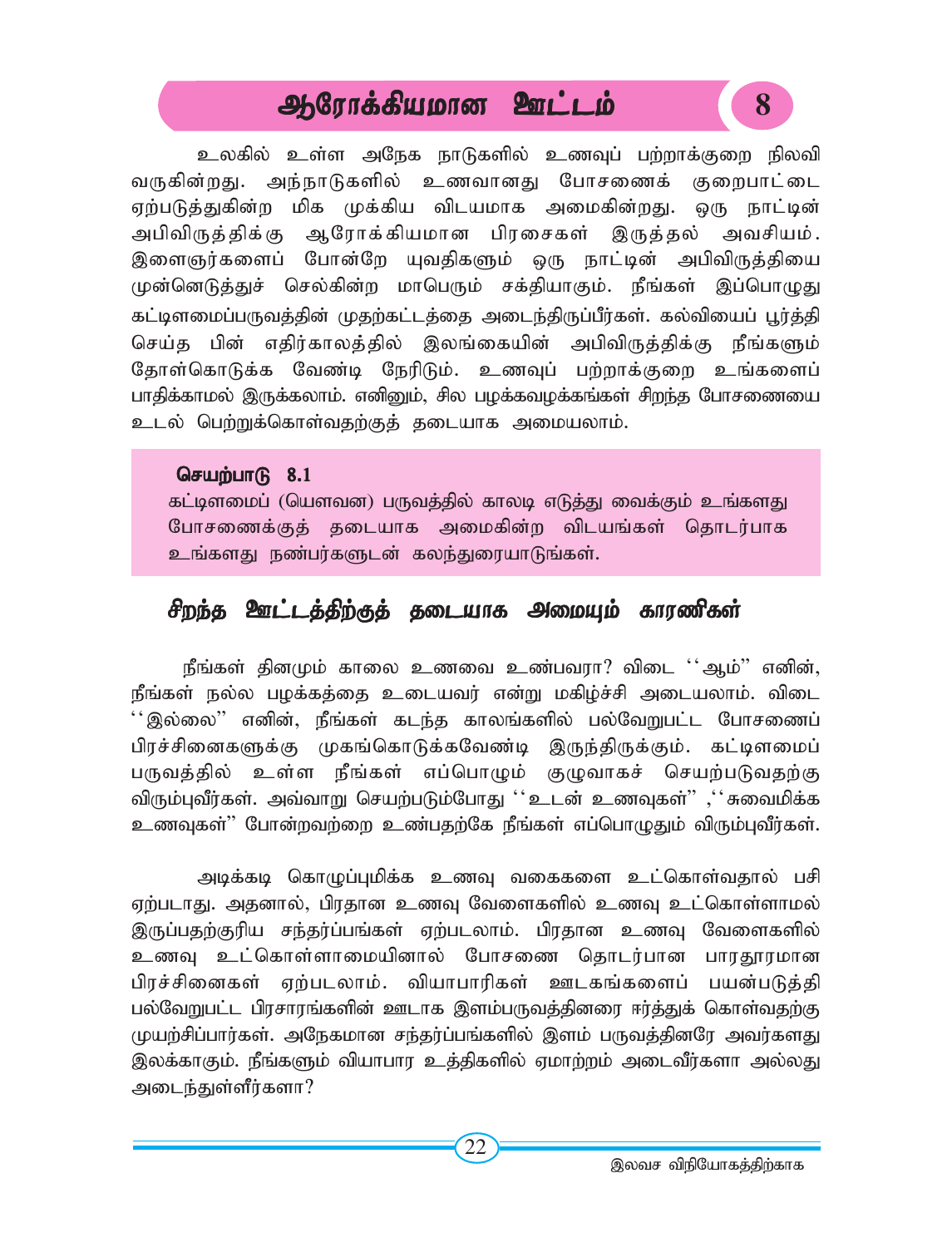# ஆரோக்கியமான ஊட்டம் 8

உலகில் உள்ள அநேக நாடுகளில் உணவுப் பற்றாக்குறை நிலவி வருகின்றது. அந்நாடுகளில் உணவானது போசணைக் குறைபாட்டை ஏற்படுத்துகின்ற மிக முக்கிய விடயமாக அமைகின்றது. ஒரு நாட்டின் அபிவிருத்திக்கு ஆரோக்கியமான பிரசைகள் இருத்தல் அவசியம். இளைஞர்களைப் போன்றே யுவதிகளும் ஒரு நாட்டின் அபிவிருத்தியை முன்னெடுத்துச் செல்கின்ற மாபெரும் சக்தியாகும். நீங்கள் இப்பொழுது கட்டிளமைப்பருவத்தின் முதற்கட்டத்தை அடைந்திருப்பீர்கள். கல்வியைப் பூர்த்தி செய்த பின் எதிர்காலத்தில் இலங்கையின் அபிவிருத்திக்கு நீங்களும் தோள்கொடுக்க வேண்டி நேரிடும். உணவுப் பற்றாக்குறை உங்களைப் பாதிக்காமல் இருக்கலாம். எனினும், சில பழக்கவழக்கங்கள் சிறந்த போசணையை உடல் பெற்றுக்கொள்வதற்குத் தடையாக அமையலாம்.

**செயற்பாடு 8.1**

கட்டிளமைப் (யௌவன) பருவத்தில் காலடி எடுத்து வைக்கும் உங்களது போசணைக்குத் தடையாக அமைகின்ற விடயங்கள் தொடர்பாக உங்களது நண்பர்களுடன் கலந்துரையாடுங்கள்.

## *சிறந்த ஊட்டத்திற்குத் தடையாக அமையும் காரணிகள்*

நீங்கள் தினமும் காலை உணவை உண்பவரா? விடை ''ஆம்'' எனின், நீங்கள் நல்ல பழக்கத்தை உடையவர் என்று மகிழ்ச்சி அடையலாம். விடை ''இல்லை'' எனின், நீங்கள் கடந்த காலங்களில் பல்வேறுபட்ட போசணைப் பிரச்சினைகளுக்கு முகங்கொடுக்கவேண்டி இருந்திருக்கும். கட்டிளமைப் பருவத்தில் உள்ள நீங்கள் எப்பொழும் குழுவாகச் செயற்படுவதற்கு விரும்புவீர்கள். அவ்வாறு செயற்படும்போது ''உடன் உணவுகள்'' ,''சுவைமிக்க உணவுகள்'' போன்றவற்றை உண்பதற்கே நீங்கள் எப்பொழுதும் விரும்புவீர்கள்.

அடிக்கடி கொழுப்புமிக்க உணவு வகைகளை உட்கொள்வதால் பசி ஏற்படாது. அதனால், பிரதான உணவு வேளைகளில் உணவு உட்கொள்ளாமல் இருப்பதற்குரிய சந்தர்ப்பங்கள் ஏற்படலாம். பிரதான உணவு வேளைகளில் உணவு உட்கொள்ளாமையினால் போசணை தொடர்பான பாரதூரமான பிரச்சினைகள் ஏற்படலாம். வியாபாரிகள் ஊடகங்களைப் பயன்படுத்தி பல்வேறுபட்ட பிரசாரங்களின் ஊடாக இளம்பருவத்தினரை ஈர்த்துக் கொள்வதற்கு முயற்சிப்பார்கள். அநேகமான சந்தர்ப்பங்களில் இளம் பருவத்தினரே அவர்களது இலக்காகும். நீங்களும் வியாபார உத்திகளில் ஏமாற்றம் அடைவீர்களா அல்லது அடைந்துள்ளீர்களா?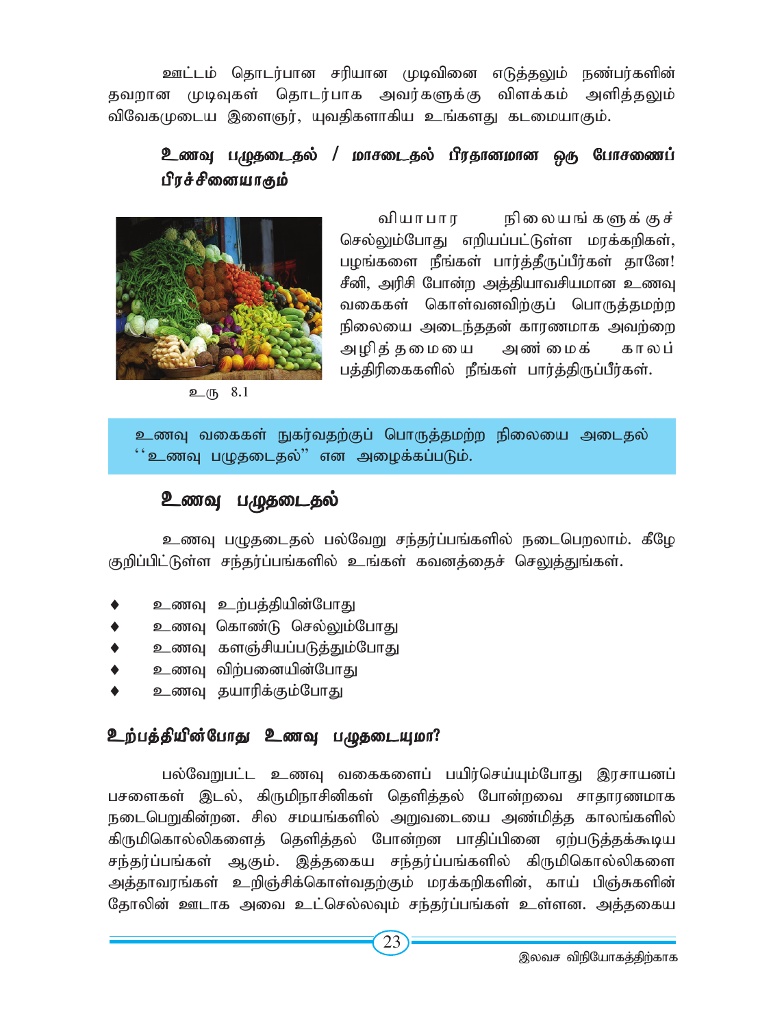ஊட்டம் தொடர்பான சரியான முடிவினை எடுத்தலும் நண்பர்களின் தவறான முடிவுகள் தொடர்பாக அவர்களுக்கு விளக்கம் அளித்தலும் விவேகமுடைய இளைஞர், யுவதிகளாகிய உங்களது கடமையாகும்.

## உணவு பழுதடைதல் / மாசடைதல் பிரதானமான ஒரு போசணைப் பிரச்சினையாகும்

வியாபார நிலையங்களுக்குச் செல்லும்போது எறியப்பட்டுள்ள மரக்கறிகள், பழங்களை நீங்கள் பார்த்தீருப்பீர்கள் தானே! சீனி, அரிசி போன்ற அத்தியாவசியமான உணவு வகைகள் கொள்வனவிற்குப் பொருத்தமற்ற நிலையை அடைந்ததன் காரணமாக அவற்றை அழித்தமையை அண்மைக் காலப் பத்திரிகைகளில் நீங்கள் பார்த்திருப்பீர்கள்.

உரு 8.1

> உணவு வகைகள் நுகர்வதற்குப் பொருத்தமற்ற நிலையை அடைதல் ''உணவு பழுதடைதல்'' என அழைக்கப்படும்.

## உணவு பழுதடைதல்

உணவு பழுதடைதல் பல்வேறு சந்தர்ப்பங்களில் நடைபெறலாம். கீழே குறிப்பிட்டுள்ள சந்தர்ப்பங்களில் உங்கள் கவனத்தைச் செலுத்துங்கள்.

- உணவு உற்பத்தியின்போது
- உணவு கொண்டு செல்லும்போது
- உணவு களஞ்சியப்படுத்தும்போது
- உணவு விற்பனையின்போது
- உணவு தயாரிக்கும்போது

### உற்பத்தியின்போது உணவு பழுதடையுமா?

பல்வேறுபட்ட உணவு வகைகளைப் பயிர்செய்யும்போது இரசாயனப் பசளைகள் இடல், கிருமிநாசினிகள் தெளித்தல் போன்றவை சாதாரணமாக நடைபெறுகின்றன. சில சமயங்களில் அறுவடையை அண்மித்த காலங்களில் கிருமிகொல்லிகளைத் தெளித்தல் போன்றன பாதிப்பினை ஏற்படுத்தக்கூடிய சந்தர்ப்பங்கள் ஆகும். இத்தகைய சந்தர்ப்பங்களில் கிருமிகொல்லிகளை அத்தாவரங்கள் உறிஞ்சிக்கொள்வதற்கும் மரக்கறிகளின், காய் பிஞ்சுகளின் தோலின் ஊடாக அவை உட்செல்லவும் சந்தர்ப்பங்கள் உள்ளன. அத்தகைய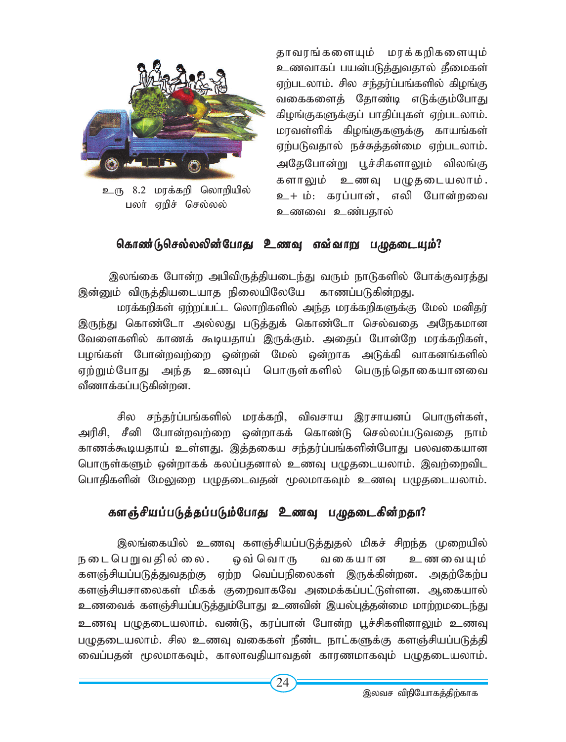தாவரங்களையும் மரக்கறிகளையும் உணவாகப் பயன்படுத்துவதால் தீமைகள் ஏற்படலாம். சில சந்தர்ப்பங்களில் கிழங்கு வகைகளைத் தோண்டி எடுக்கும்போது கிழங்குகளுக்குப் பாதிப்புகள் ஏற்படலாம். மரவள்ளிக் கிழங்குகளுக்கு காயங்கள் ஏற்படுவதால் நச்சுத்தன்மை ஏற்படலாம். அதேபோன்று பூச்சிகளாலும் விலங்குகளாலும் உணவு பழுதடையலாம். உ+ம்: கரப்பான், எலி போன்றவை உணவை உண்பதால்

உரு 8.2 மரக்கறி லொறியில் பலர் ஏறிச் செல்லல்

## கொண்டுசெல்லலின்போது உணவு எவ்வாறு பழுதடையும்?

இலங்கை போன்ற அபிவிருத்தியடைந்து வரும் நாடுகளில் போக்குவரத்து இன்னும் விருத்தியடையாத நிலையிலேயே காணப்படுகின்றது.

மரக்கறிகள் ஏற்றப்பட்ட லொறிகளில் அந்த மரக்கறிகளுக்கு மேல் மனிதர் இருந்து கொண்டோ அல்லது படுத்துக் கொண்டோ செல்வதை அநேகமான வேளைகளில் காணக் கூடியதாய் இருக்கும். அதைப் போன்றே மரக்கறிகள், பழங்கள் போன்றவற்றை ஒன்றன் மேல் ஒன்றாக அடுக்கி வாகனங்களில் ஏற்றும்போது அந்த உணவுப் பொருள்களில் பெருந்தொகையானவை வீணாக்கப்படுகின்றன.

சில சந்தர்ப்பங்களில் மரக்கறி, விவசாய இரசாயனப் பொருள்கள், அரிசி, சீனி போன்றவற்றை ஒன்றாகக் கொண்டு செல்லப்படுவதை நாம் காணக்கூடியதாய் உள்ளது. இத்தகைய சந்தர்ப்பங்களின்போது பலவகையான பொருள்களும் ஒன்றாகக் கலப்பதனால் உணவு பழுதடையலாம். இவற்றைவிட பொதிகளின் மேலுறை பழுதடைவதன் மூலமாகவும் உணவு பழுதடையலாம்.

## களஞ்சியப்படுத்தப்படும்போது உணவு பழுதடைகின்றதா?

இலங்கையில் உணவு களஞ்சியப்படுத்துதல் மிகச் சிறந்த முறையில் நடைபெறுவதில்லை. ஒவ்வொரு வகையான உணவையும் களஞ்சியப்படுத்துவதற்கு ஏற்ற வெப்பநிலைகள் இருக்கின்றன. அதற்கேற்ப களஞ்சியசாலைகள் மிகக் குறைவாகவே அமைக்கப்பட்டுள்ளன. ஆகையால் உணவைக் களஞ்சியப்படுத்தும்போது உணவின் இயல்புத்தன்மை மாற்றமடைந்து உணவு பழுதடையலாம். வண்டு, கரப்பான் போன்ற பூச்சிகளினாலும் உணவு பழுதடையலாம். சில உணவு வகைகள் நீண்ட நாட்களுக்கு களஞ்சியப்படுத்தி வைப்பதன் மூலமாகவும், காலாவதியாவதன் காரணமாகவும் பழுதடையலாம்.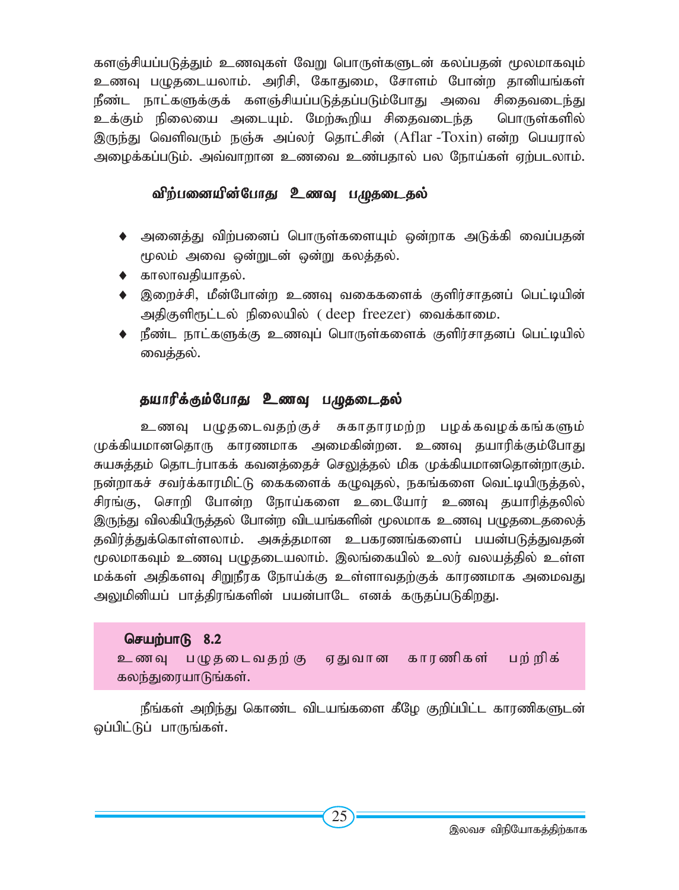களஞ்சியப்படுத்தும் உணவுகள் வேறு பொருள்களுடன் கலப்பதன் மூலமாகவும் உணவு பழுதடையலாம். அரிசி, கோதுமை, சோளம் போன்ற தானியங்கள் நீண்ட நாட்களுக்குக் களஞ்சியப்படுத்தப்படும்போது அவை சிதைவடைந்து உக்கும் நிலையை அடையும். மேற்கூறிய சிதைவடைந்த பொருள்களில் இருந்து வெளிவரும் நஞ்சு அப்லர் தொட்சின் (Aflar -Toxin) என்ற பெயரால் அழைக்கப்படும். அவ்வாறான உணவை உண்பதால் பல நோய்கள் ஏற்படலாம்.

### விற்பனையின்போது உணவு பழுதடைதல்

- அனைத்து விற்பனைப் பொருள்களையும் ஒன்றாக அடுக்கி வைப்பதன் மூலம் அவை ஒன்றுடன் ஒன்று கலத்தல்.
- காலாவதியாதல்.
- இறைச்சி, மீன்போன்ற உணவு வகைகளைக் குளிர்சாதனப் பெட்டியின் அதிகுளிரூட்டல் நிலையில் ( deep freezer) வைக்காமை.
- நீண்ட நாட்களுக்கு உணவுப் பொருள்களைக் குளிர்சாதனப் பெட்டியில் வைத்தல்.

### தயாரிக்கும்போது உணவு பழுதடைதல்

உணவு பழுதடைவதற்குச் சுகாதாரமற்ற பழக்கவழக்கங்களும் முக்கியமானதொரு காரணமாக அமைகின்றன. உணவு தயாரிக்கும்போது சுயசுத்தம் தொடர்பாகக் கவனத்தைச் செலுத்தல் மிக முக்கியமானதொன்றாகும். நன்றாகச் சவர்க்காரமிட்டு கைகளைக் கழுவுதல், நகங்களை வெட்டியிருத்தல், சிரங்கு, சொறி போன்ற நோய்களை உடையோர் உணவு தயாரித்தலில் இருந்து விலகியிருத்தல் போன்ற விடயங்களின் மூலமாக உணவு பழுதடைதலைத் தவிர்த்துக்கொள்ளலாம். அசுத்தமான உபகரணங்களைப் பயன்படுத்துவதன் மூலமாகவும் உணவு பழுதடையலாம். இலங்கையில் உலர் வலயத்தில் உள்ள மக்கள் அதிகளவு சிறுநீரக நோய்க்கு உள்ளாவதற்குக் காரணமாக அமைவது அலுமினியப் பாத்திரங்களின் பயன்பாடே எனக் கருதப்படுகிறது.

**செயற்பாடு 8.2**

உணவு பழுதடைவதற்கு ஏதுவான காரணிகள் பற்றிக் கலந்துரையாடுங்கள்.

நீங்கள் அறிந்து கொண்ட விடயங்களை கீழே குறிப்பிட்ட காரணிகளுடன் ஒப்பிட்டுப் பாருங்கள்.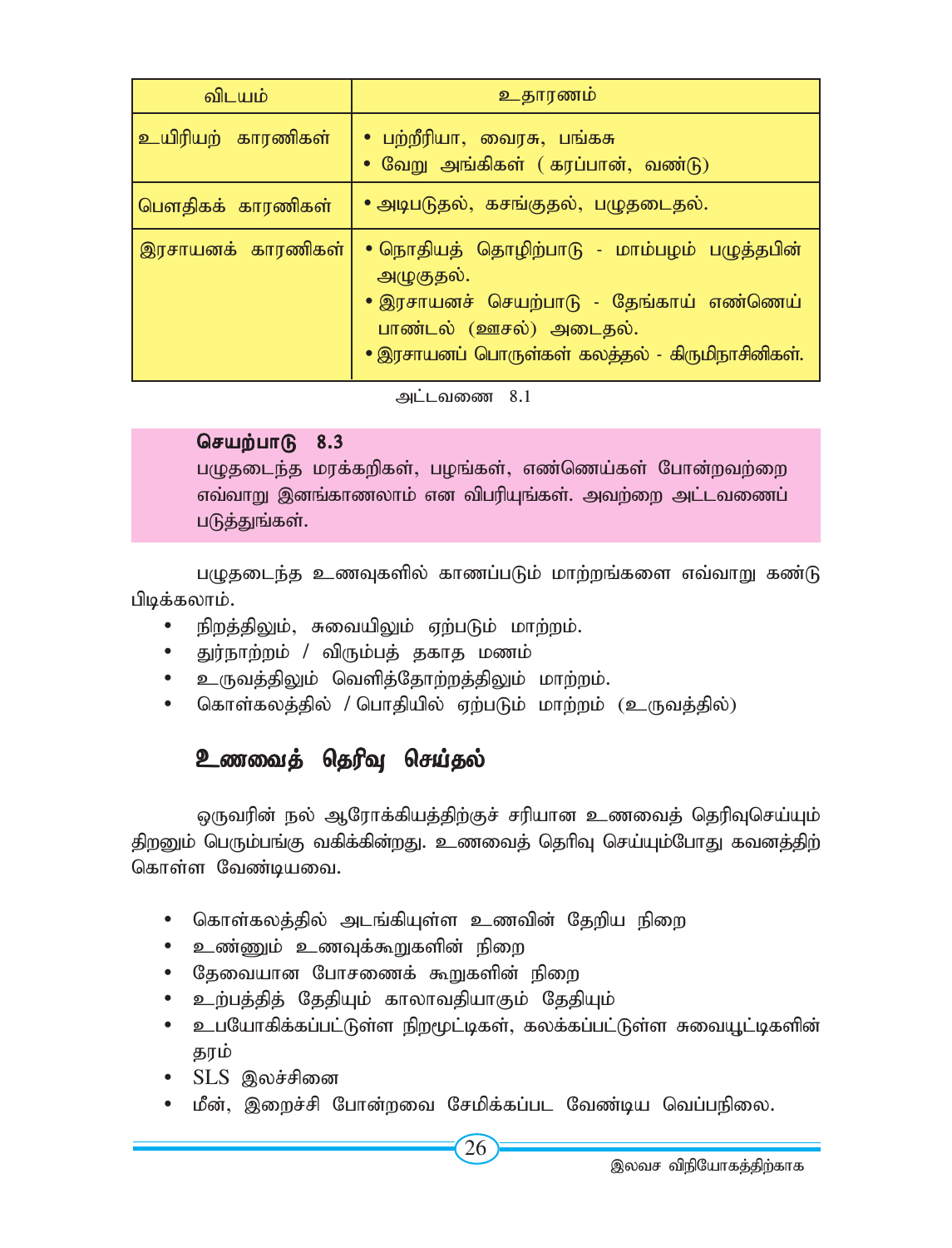| விடயம் | உதாரணம் |
|---|---|
| உயிரியற் காரணிகள் | • பற்றீரியா, வைரசு, பங்கசு<br>• வேறு அங்கிகள் ( கரப்பான், வண்டு) |
| பௌதிகக் காரணிகள் | • அடிபடுதல், கசங்குதல், பழுதடைதல். |
| இரசாயனக் காரணிகள் | • நொதியத் தொழிற்பாடு - மாம்பழம் பழுத்தபின் அழுகுதல்.<br>• இரசாயனச் செயற்பாடு - தேங்காய் எண்ணெய் பாண்டல் (ஊசல்) அடைதல்.<br>• இரசாயனப் பொருள்கள் கலத்தல் - கிருமிநாசினிகள். |

அட்டவணை 8.1

**செயற்பாடு 8.3**
பழுதடைந்த மரக்கறிகள், பழங்கள், எண்ணெய்கள் போன்றவற்றை எவ்வாறு இனங்காணலாம் என விபரியுங்கள். அவற்றை அட்டவணைப் படுத்துங்கள்.

பழுதடைந்த உணவுகளில் காணப்படும் மாற்றங்களை எவ்வாறு கண்டு பிடிக்கலாம்.

- நிறத்திலும், சுவையிலும் ஏற்படும் மாற்றம்.
- துர்நாற்றம் / விரும்பத் தகாத மணம்
- உருவத்திலும் வெளித்தோற்றத்திலும் மாற்றம்.
- கொள்கலத்தில் / பொதியில் ஏற்படும் மாற்றம் (உருவத்தில்)

## உணவைத் தெரிவு செய்தல்

ஒருவரின் நல் ஆரோக்கியத்திற்குச் சரியான உணவைத் தெரிவுசெய்யும் திறனும் பெரும்பங்கு வகிக்கின்றது. உணவைத் தெரிவு செய்யும்போது கவனத்திற் கொள்ள வேண்டியவை.

- கொள்கலத்தில் அடங்கியுள்ள உணவின் தேறிய நிறை
- உண்ணும் உணவுக்கூறுகளின் நிறை
- தேவையான போசணைக் கூறுகளின் நிறை
- உற்பத்தித் தேதியும் காலாவதியாகும் தேதியும்
- உபயோகிக்கப்பட்டுள்ள நிறமூட்டிகள், கலக்கப்பட்டுள்ள சுவையூட்டிகளின் தரம்
- SLS இலச்சினை
- மீன், இறைச்சி போன்றவை சேமிக்கப்பட வேண்டிய வெப்பநிலை.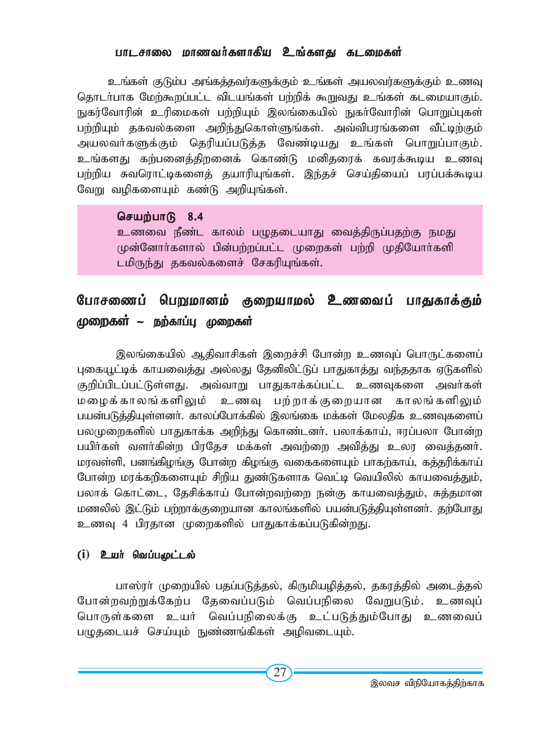### பாடசாலை மாணவர்களாகிய உங்களது கடமைகள்

உங்கள் குடும்ப அங்கத்தவர்களுக்கும் உங்கள் அயலவர்களுக்கும் உணவு தொடர்பாக மேற்கூறப்பட்ட விடயங்கள் பற்றிக் கூறுவது உங்கள் கடமையாகும். நுகர்வோரின் உரிமைகள் பற்றியும் இலங்கையில் நுகர்வோரின் பொறுப்புகள் பற்றியும் தகவல்களை அறிந்துகொள்ளுங்கள். அவ்விபரங்களை வீட்டிற்கும் அயலவர்களுக்கும் தெரியப்படுத்த வேண்டியது உங்கள் பொறுப்பாகும். உங்களது கற்பனைத்திறனைக் கொண்டு மனிதரைக் கவரக்கூடிய உணவு பற்றிய சுவரொட்டிகளைத் தயாரியுங்கள். இந்தச் செய்தியைப் பரப்பக்கூடிய வேறு வழிகளையும் கண்டு அறியுங்கள்.

**செயற்பாடு 8.4**

உணவை நீண்ட காலம் பழுதடையாது வைத்திருப்பதற்கு நமது முன்னோர்களால் பின்பற்றப்பட்ட முறைகள் பற்றி முதியோர்களிடமிருந்து தகவல்களைச் சேகரியுங்கள்.

## போசணைப் பெறுமானம் குறையாமல் உணவைப் பாதுகாக்கும் முறைகள் ~ நற்காப்பு முறைகள்

இலங்கையில் ஆதிவாசிகள் இறைச்சி போன்ற உணவுப் பொருட்களைப் புகையூட்டிக் காயவைத்து அல்லது தேனிலிட்டுப் பாதுகாத்து வந்ததாக ஏடுகளில் குறிப்பிடப்பட்டுள்ளது. அவ்வாறு பாதுகாக்கப்பட்ட உணவுகளை அவர்கள் மழைக்காலங்களிலும் உணவு பற்றாக்குறையான காலங்களிலும் பயன்படுத்தியுள்ளனர். காலப்போக்கில் இலங்கை மக்கள் மேலதிக உணவுகளைப் பலமுறைகளில் பாதுகாக்க அறிந்து கொண்டனர். பலாக்காய், ஈரப்பலா போன்ற பயிர்கள் வளர்கின்ற பிரதேச மக்கள் அவற்றை அவித்து உலர வைத்தனர். மரவள்ளி, பனங்கிழங்கு போன்ற கிழங்கு வகைகளையும் பாகற்காய், கத்தரிக்காய் போன்ற மரக்கறிகளையும் சிறிய துண்டுகளாக வெட்டி வெயிலில் காயவைத்தும், பலாக் கொட்டை, தேசிக்காய் போன்றவற்றை நன்கு காயவைத்தும், சுத்தமான மணலில் இட்டும் பற்றாக்குறையான காலங்களில் பயன்படுத்தியுள்ளனர். தற்போது உணவு 4 பிரதான முறைகளில் பாதுகாக்கப்படுகின்றது.

### (i) உயர் வெப்பமூட்டல்

பாஸ்ரர் முறையில் பதப்படுத்தல், கிருமியழித்தல், தகரத்தில் அடைத்தல் போன்றவற்றுக்கேற்ப தேவைப்படும் வெப்பநிலை வேறுபடும். உணவுப் பொருள்களை உயர் வெப்பநிலைக்கு உட்படுத்தும்போது உணவைப் பழுதடையச் செய்யும் நுண்ணங்கிகள் அழிவடையும்.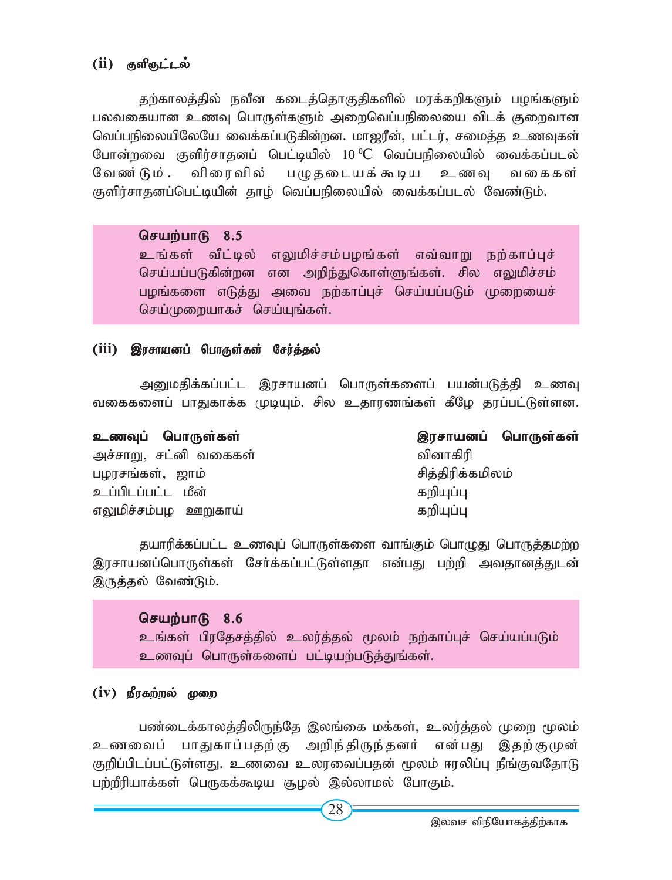### (ii) குளிரூட்டல்

தற்காலத்தில் நவீன கடைத்தொகுதிகளில் மரக்கறிகளும் பழங்களும் பலவகையான உணவு பொருள்களும் அறைவெப்பநிலையை விடக் குறைவான வெப்பநிலையிலேயே வைக்கப்படுகின்றன. மாஜரீன், பட்டர், சமைத்த உணவுகள் போன்றவை குளிர்சாதனப் பெட்டியில் $10\,^{0}\mathrm{C}$ வெப்பநிலையில் வைக்கப்படல் வேண்டும். விரைவில் பழுதடையக்கூடிய உணவு வகைகள் குளிர்சாதனப்பெட்டியின் தாழ் வெப்பநிலையில் வைக்கப்படல் வேண்டும்.

> **செயற்பாடு 8.5**
> உங்கள் வீட்டில் எலுமிச்சம்பழங்கள் எவ்வாறு நற்காப்புச் செய்யப்படுகின்றன என அறிந்துகொள்ளுங்கள். சில எலுமிச்சம் பழங்களை எடுத்து அவை நற்காப்புச் செய்யப்படும் முறையைச் செய்முறையாகச் செய்யுங்கள்.

### (iii) இரசாயனப் பொருள்கள் சேர்த்தல்

அனுமதிக்கப்பட்ட இரசாயனப் பொருள்களைப் பயன்படுத்தி உணவு வகைகளைப் பாதுகாக்க முடியும். சில உதாரணங்கள் கீழே தரப்பட்டுள்ளன.

| உணவுப் பொருள்கள் | இரசாயனப் பொருள்கள் |
|---|---|
| அச்சாறு, சட்னி வகைகள் | வினாகிரி |
| பழரசங்கள், ஜாம் | சித்திரிக்கமிலம் |
| உப்பிடப்பட்ட மீன் | கறியுப்பு |
| எலுமிச்சம்பழ ஊறுகாய் | கறியுப்பு |

தயாரிக்கப்பட்ட உணவுப் பொருள்களை வாங்கும் பொழுது பொருத்தமற்ற இரசாயனப்பொருள்கள் சேர்க்கப்பட்டுள்ளதா என்பது பற்றி அவதானத்துடன் இருத்தல் வேண்டும்.

> **செயற்பாடு 8.6**
> உங்கள் பிரதேசத்தில் உலர்த்தல் மூலம் நற்காப்புச் செய்யப்படும் உணவுப் பொருள்களைப் பட்டியற்படுத்துங்கள்.

### (iv) நீரகற்றல் முறை

பண்டைக்காலத்திலிருந்தே இலங்கை மக்கள், உலர்த்தல் முறை மூலம் உணவைப் பாதுகாப்பதற்கு அறிந்திருந்தனர் என்பது இதற்குமுன் குறிப்பிடப்பட்டுள்ளது. உணவை உலரவைப்பதன் மூலம் ஈரலிப்பு நீங்குவதோடு பற்றீரியாக்கள் பெருகக்கூடிய சூழல் இல்லாமல் போகும்.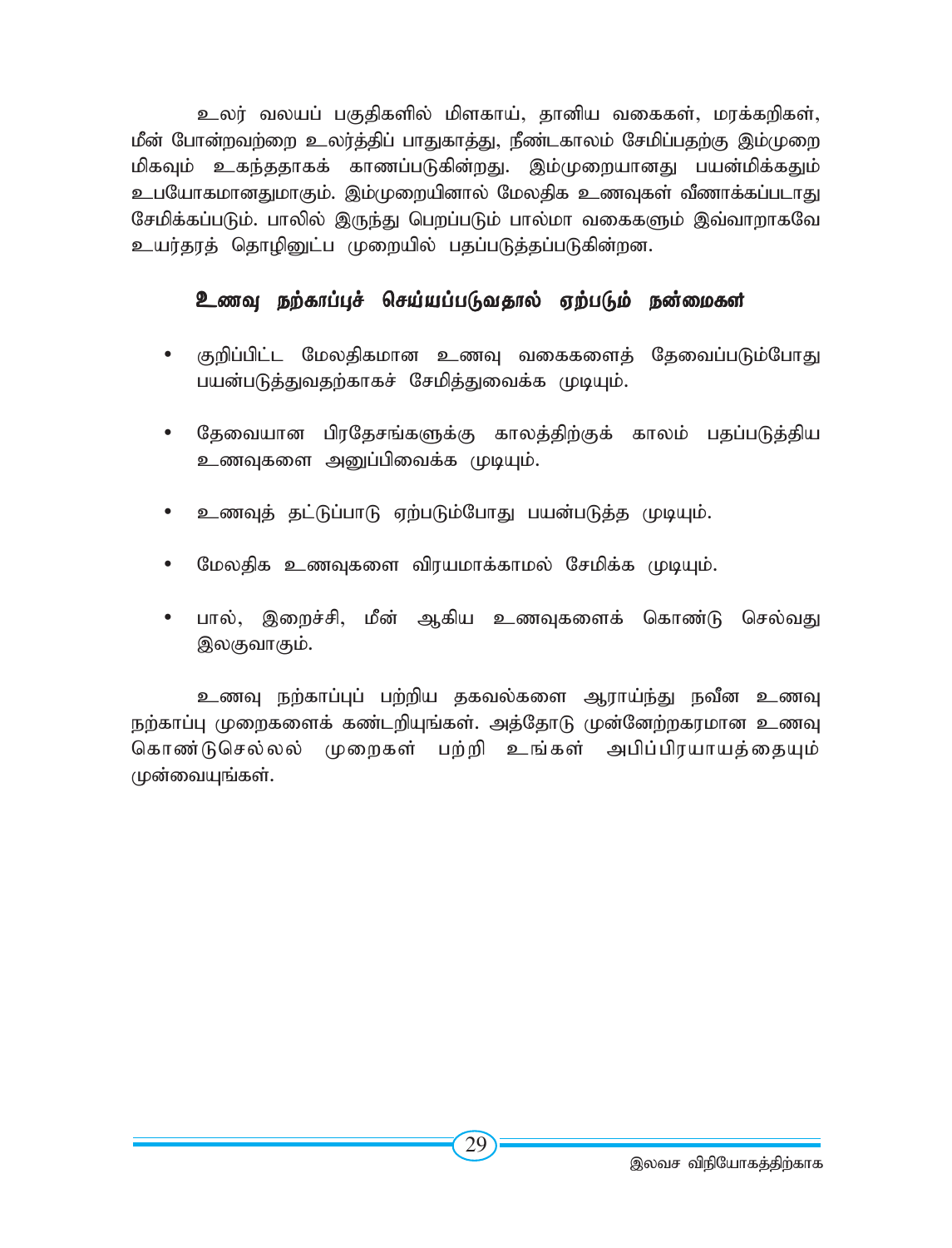உலர் வலயப் பகுதிகளில் மிளகாய், தானிய வகைகள், மரக்கறிகள், மீன் போன்றவற்றை உலர்த்திப் பாதுகாத்து, நீண்டகாலம் சேமிப்பதற்கு இம்முறை மிகவும் உகந்ததாகக் காணப்படுகின்றது. இம்முறையானது பயன்மிக்கதும் உபயோகமானதுமாகும். இம்முறையினால் மேலதிக உணவுகள் வீணாக்கப்படாது சேமிக்கப்படும். பாலில் இருந்து பெறப்படும் பால்மா வகைகளும் இவ்வாறாகவே உயர்தரத் தொழினுட்ப முறையில் பதப்படுத்தப்படுகின்றன.

### உணவு நற்காப்புச் செய்யப்படுவதால் ஏற்படும் நன்மைகள்

- குறிப்பிட்ட மேலதிகமான உணவு வகைகளைத் தேவைப்படும்போது பயன்படுத்துவதற்காகச் சேமித்துவைக்க முடியும்.
- தேவையான பிரதேசங்களுக்கு காலத்திற்குக் காலம் பதப்படுத்திய உணவுகளை அனுப்பிவைக்க முடியும்.
- உணவுத் தட்டுப்பாடு ஏற்படும்போது பயன்படுத்த முடியும்.
- மேலதிக உணவுகளை விரயமாக்காமல் சேமிக்க முடியும்.
- பால், இறைச்சி, மீன் ஆகிய உணவுகளைக் கொண்டு செல்வது இலகுவாகும்.

உணவு நற்காப்புப் பற்றிய தகவல்களை ஆராய்ந்து நவீன உணவு நற்காப்பு முறைகளைக் கண்டறியுங்கள். அத்தோடு முன்னேற்றகரமான உணவு கொண்டுசெல்லல் முறைகள் பற்றி உங்கள் அபிப்பிரயாயத்தையும் முன்வையுங்கள்.